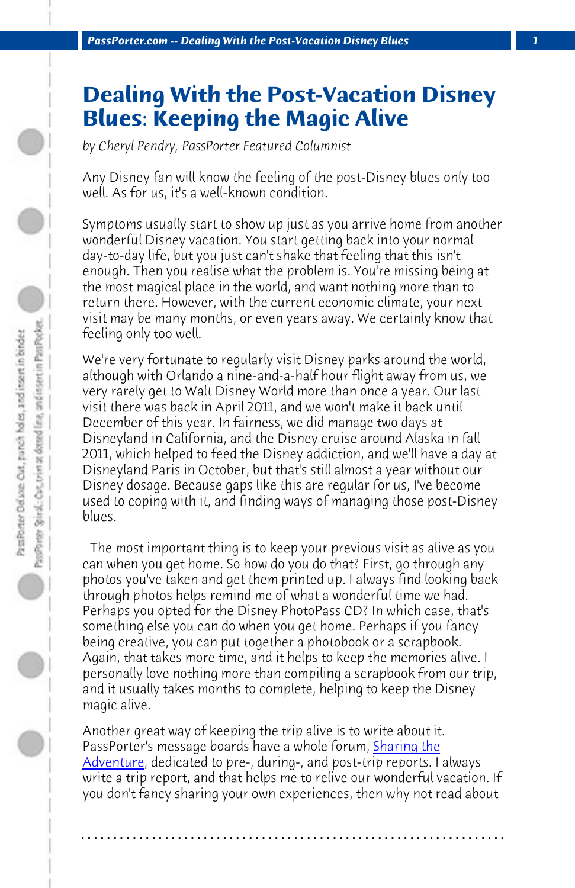# Dealing With the Post-Vacation Disney Blues: Keeping the Magic Alive

*by Cheryl Pendry, PassPorter Featured Columnist*

Any Disney fan will know the feeling of the post-Disney blues only too well. As for us, it's a well-known condition.

Symptoms usually start to show up just as you arrive home from another wonderful Disney vacation. You start getting back into your normal day-to-day life, but you just can't shake that feeling that this isn't enough. Then you realise what the problem is. You're missing being at the most magical place in the world, and want nothing more than to return there. However, with the current economic climate, your next visit may be many months, or even years away. We certainly know that feeling only too well.

We're very fortunate to regularly visit Disney parks around the world, although with Orlando a nine-and-a-half hour flight away from us, we very rarely get to Walt Disney World more than once a year. Our last visit there was back in April 2011, and we won't make it back until December of this year. In fairness, we did manage two days at Disneyland in California, and the Disney cruise around Alaska in fall 2011, which helped to feed the Disney addiction, and we'll have a day at Disneyland Paris in October, but that's still almost a year without our Disney dosage. Because gaps like this are regular for us, I've become used to coping with it, and finding ways of managing those post-Disney blues.

The most important thing is to keep your previous visit as alive as you can when you get home. So how do you do that? First, go through any photos you've taken and get them printed up. I always find looking back through photos helps remind me of what a wonderful time we had. Perhaps you opted for the Disney PhotoPass CD? In which case, that's something else you can do when you get home. Perhaps if you fancy being creative, you can put together a photobook or a scrapbook. Again, that takes more time, and it helps to keep the memories alive. I personally love nothing more than compiling a scrapbook from our trip, and it usually takes months to complete, helping to keep the Disney magic alive.

Another great way of keeping the trip alive is to write about it. PassPorter's message boards have a whole forum, Sharing the Adventure, dedicated to pre-, during-, and post-trip reports. I always write a trip report, and that helps me to relive our wonderful vacation. If you don't fancy sharing your own experiences, then why not read about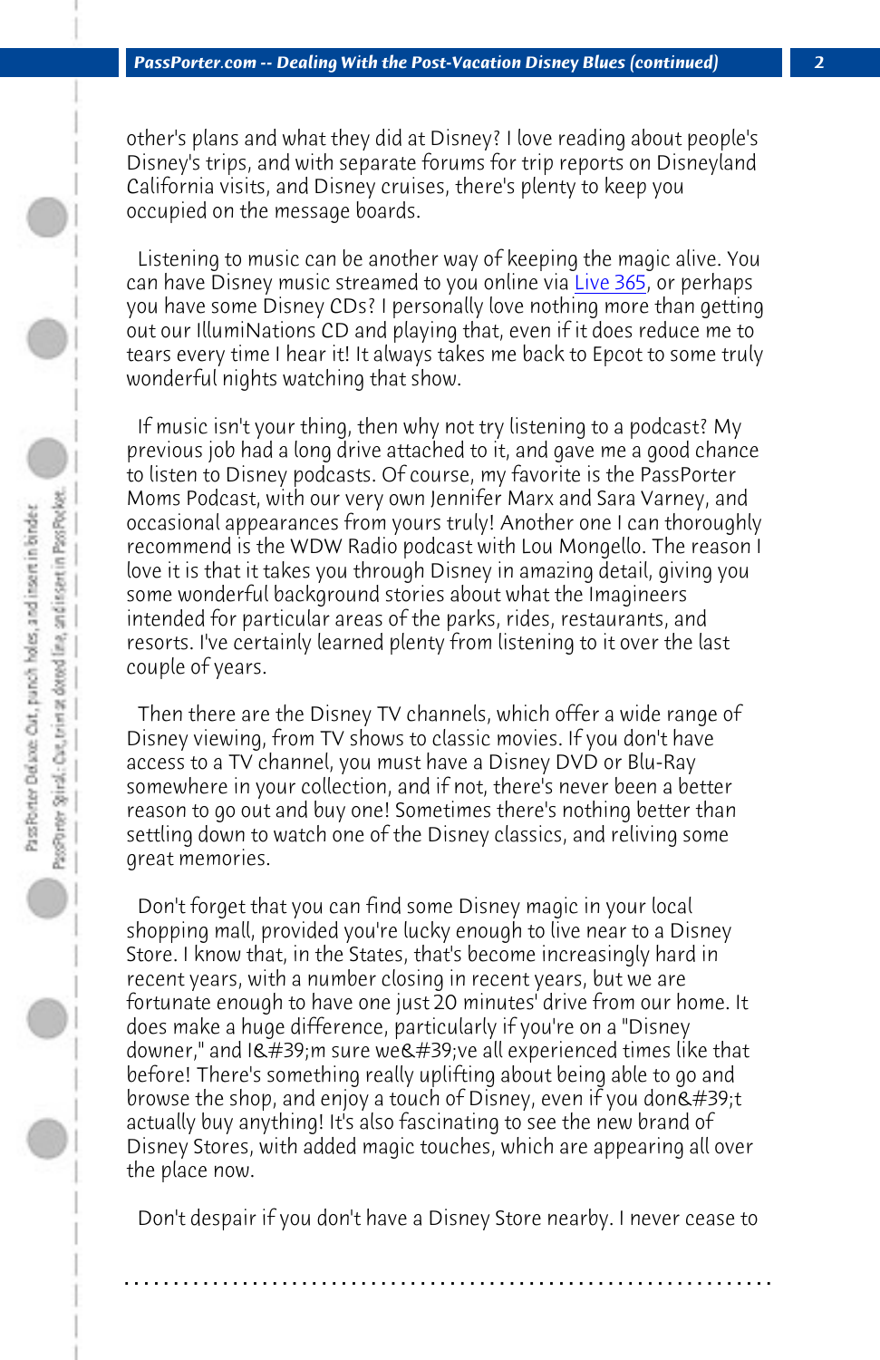other's plans and what they did at Disney? I love reading about people's Disney's trips, and with separate forums for trip reports on Disneyland California visits, and Disney cruises, there's plenty to keep you occupied on the message boards.

Listening to music can be another way of keeping the magic alive. You can have Disney music streamed to you online via Live 365, or perhaps you have some Disney CDs? I personally love nothing more than getting out our IllumiNations CD and playing that, even if it does reduce me to tears every time I hear it! It always takes me back to Epcot to some truly wonderful nights watching that show.

If music isn't your thing, then why not try listening to a podcast? My previous job had a long drive attached to it, and gave me a good chance to listen to Disney podcasts. Of course, my favorite is the PassPorter Moms Podcast, with our very own Jennifer Marx and Sara Varney, and occasional appearances from yours truly! Another one I can thoroughly recommend is the WDW Radio podcast with Lou Mongello. The reason I love it is that it takes you through Disney in amazing detail, giving you some wonderful background stories about what the Imagineers intended for particular areas of the parks, rides, restaurants, and resorts. I've certainly learned plenty from listening to it over the last couple of years.

Then there are the Disney TV channels, which offer a wide range of Disney viewing, from TV shows to classic movies. If you don't have access to a TV channel, you must have a Disney DVD or Blu-Ray somewhere in your collection, and if not, there's never been a better reason to go out and buy one! Sometimes there's nothing better than settling down to watch one of the Disney classics, and reliving some great memories.

Don't forget that you can find some Disney magic in your local shopping mall, provided you're lucky enough to live near to a Disney Store. I know that, in the States, that's become increasingly hard in recent years, with a number closing in recent years, but we are fortunate enough to have one just 20 minutes' drive from our home. It does make a huge difference, particularly if you're on a "Disney downer," and I&#39;m sure we&#39;ve all experienced times like that before! There's something really uplifting about being able to go and browse the shop, and enjoy a touch of Disney, even if you don&#39;t actually buy anything! It's also fascinating to see the new brand of Disney Stores, with added magic touches, which are appearing all over the place now.

Don't despair if you don't have a Disney Store nearby. I never cease to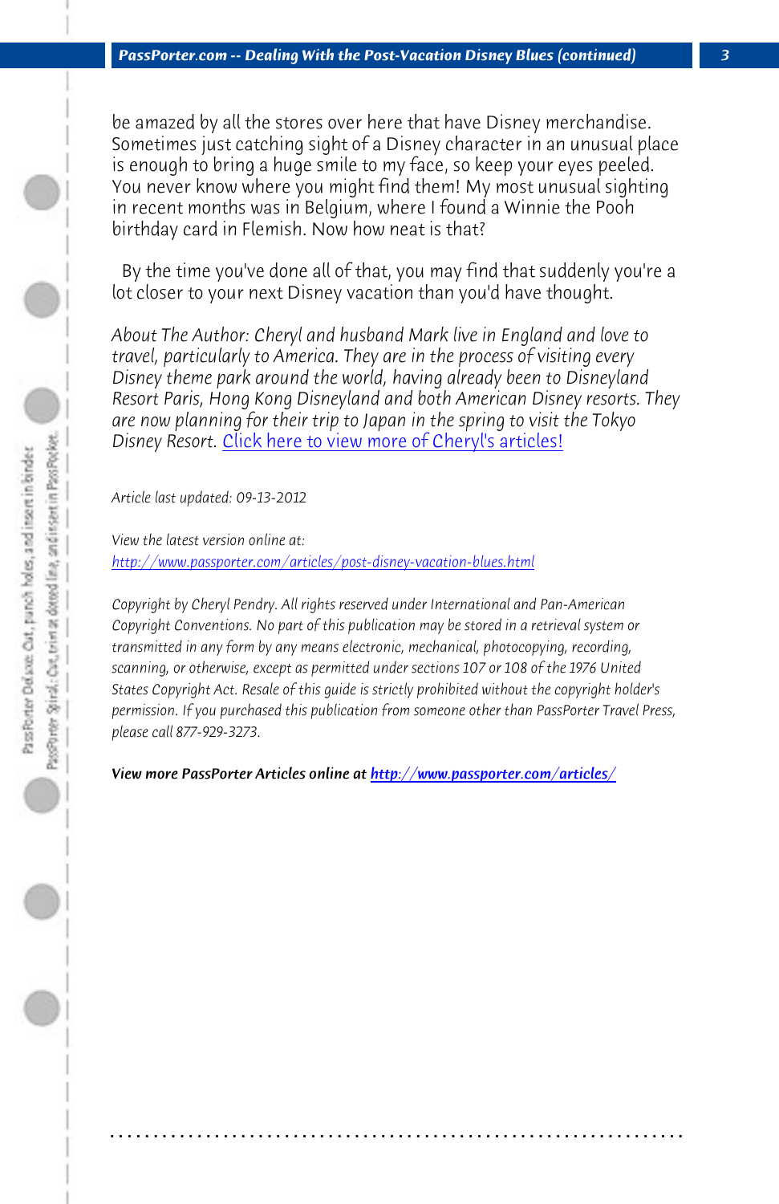be amazed by all the stores over here that have Disney merchandise. Sometimes just catching sight of a Disney character in an unusual place is enough to bring a huge smile to my face, so keep your eyes peeled. You never know where you might find them! My most unusual sighting in recent months was in Belgium, where I found a Winnie the Pooh birthday card in Flemish. Now how neat is that?

By the time you've done all of that, you may find that suddenly you're a lot closer to your next Disney vacation than you'd have thought.

*About The Author: Cheryl and husband Mark live in England and love to travel, particularly to America. They are in the process of visiting every Disney theme park around the world, having already been to Disneyland Resort Paris, Hong Kong Disneyland and both American Disney resorts. They are now planning for their trip to Japan in the spring to visit the Tokyo Disney Resort.* Click here to view more of Cheryl's articles!

*Article last updated: 09-13-2012*

*View the latest version online at:*
*http://www.passporter.com/articles/post-disney-vacation-blues.html*

*Copyright by Cheryl Pendry. All rights reserved under International and Pan-American Copyright Conventions. No part of this publication may be stored in a retrieval system or transmitted in any form by any means electronic, mechanical, photocopying, recording, scanning, or otherwise, except as permitted under sections 107 or 108 of the 1976 United States Copyright Act. Resale of this guide is strictly prohibited without the copyright holder's permission. If you purchased this publication from someone other than PassPorter Travel Press, please call 877-929-3273.*

***View more PassPorter Articles online at http://www.passporter.com/articles/***